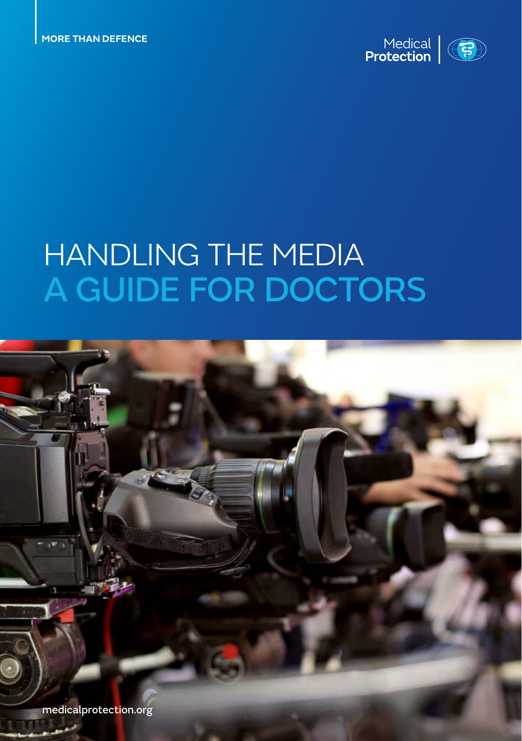MORE THAN DEFENCE

Medical Protection

# HANDLING THE MEDIA
# A GUIDE FOR DOCTORS

medicalprotection.org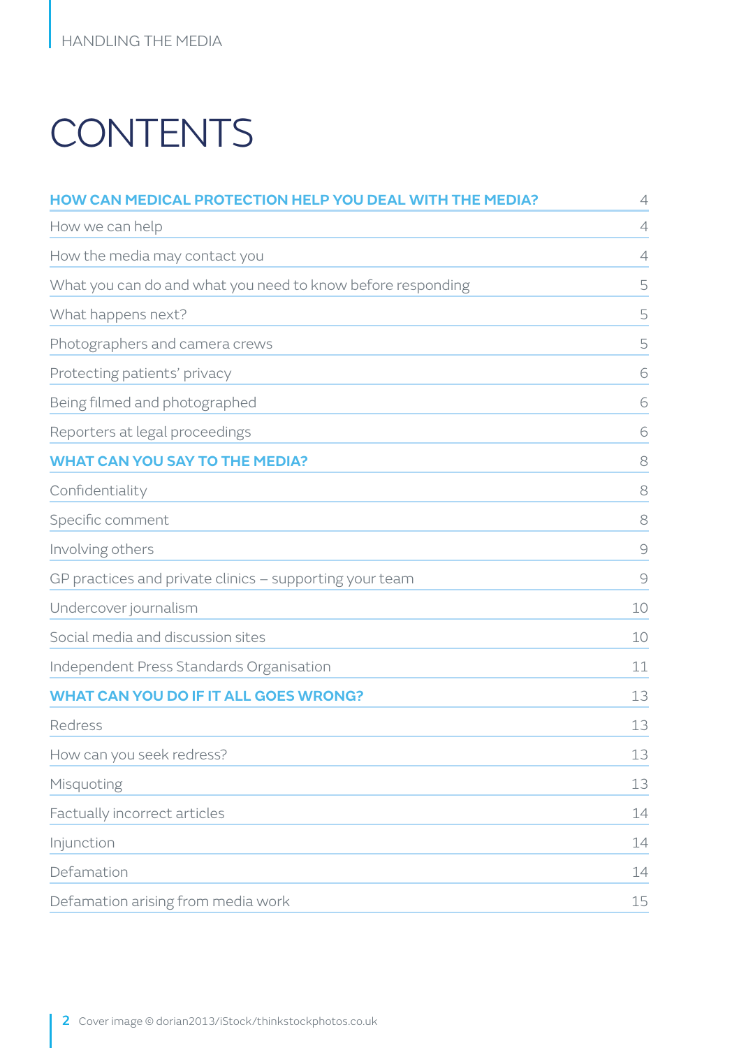# CONTENTS

| | |
|---|---|
| **HOW CAN MEDICAL PROTECTION HELP YOU DEAL WITH THE MEDIA?** | 4 |
| How we can help | 4 |
| How the media may contact you | 4 |
| What you can do and what you need to know before responding | 5 |
| What happens next? | 5 |
| Photographers and camera crews | 5 |
| Protecting patients' privacy | 6 |
| Being filmed and photographed | 6 |
| Reporters at legal proceedings | 6 |
| **WHAT CAN YOU SAY TO THE MEDIA?** | 8 |
| Confidentiality | 8 |
| Specific comment | 8 |
| Involving others | 9 |
| GP practices and private clinics – supporting your team | 9 |
| Undercover journalism | 10 |
| Social media and discussion sites | 10 |
| Independent Press Standards Organisation | 11 |
| **WHAT CAN YOU DO IF IT ALL GOES WRONG?** | 13 |
| Redress | 13 |
| How can you seek redress? | 13 |
| Misquoting | 13 |
| Factually incorrect articles | 14 |
| Injunction | 14 |
| Defamation | 14 |
| Defamation arising from media work | 15 |

Cover image © dorian2013/iStock/thinkstockphotos.co.uk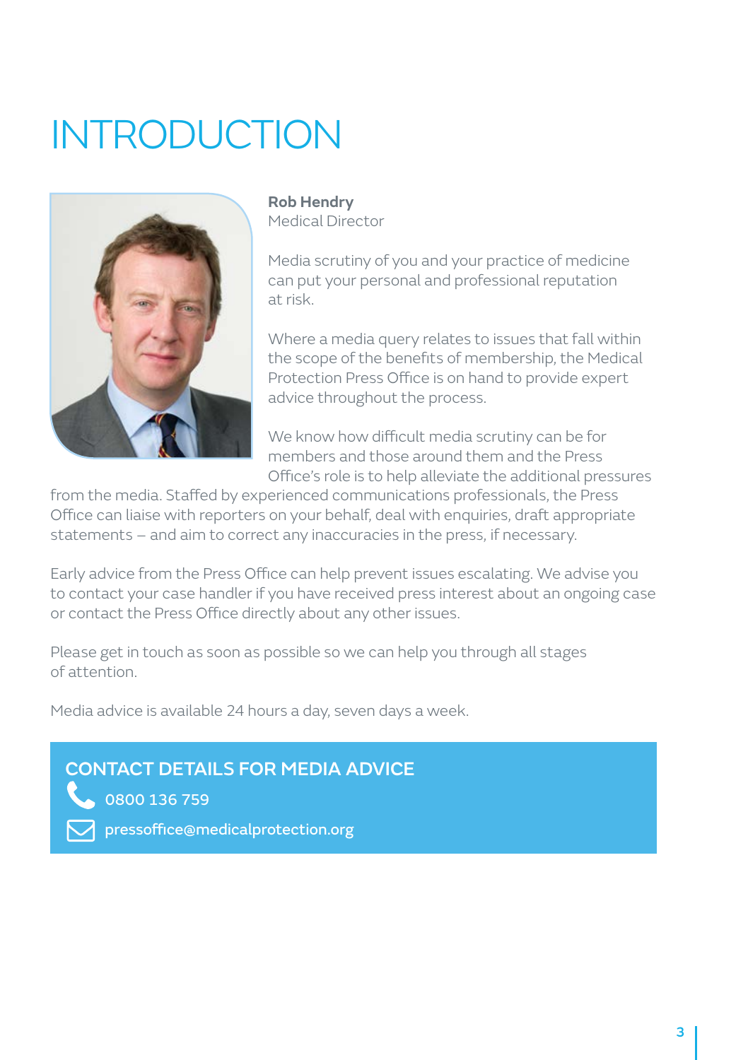# INTRODUCTION

**Rob Hendry**
Medical Director

Media scrutiny of you and your practice of medicine can put your personal and professional reputation at risk.

Where a media query relates to issues that fall within the scope of the benefits of membership, the Medical Protection Press Office is on hand to provide expert advice throughout the process.

We know how difficult media scrutiny can be for members and those around them and the Press Office's role is to help alleviate the additional pressures from the media. Staffed by experienced communications professionals, the Press Office can liaise with reporters on your behalf, deal with enquiries, draft appropriate statements – and aim to correct any inaccuracies in the press, if necessary.

Early advice from the Press Office can help prevent issues escalating. We advise you to contact your case handler if you have received press interest about an ongoing case or contact the Press Office directly about any other issues.

Please get in touch as soon as possible so we can help you through all stages of attention.

Media advice is available 24 hours a day, seven days a week.

## CONTACT DETAILS FOR MEDIA ADVICE

0800 136 759

pressoffice@medicalprotection.org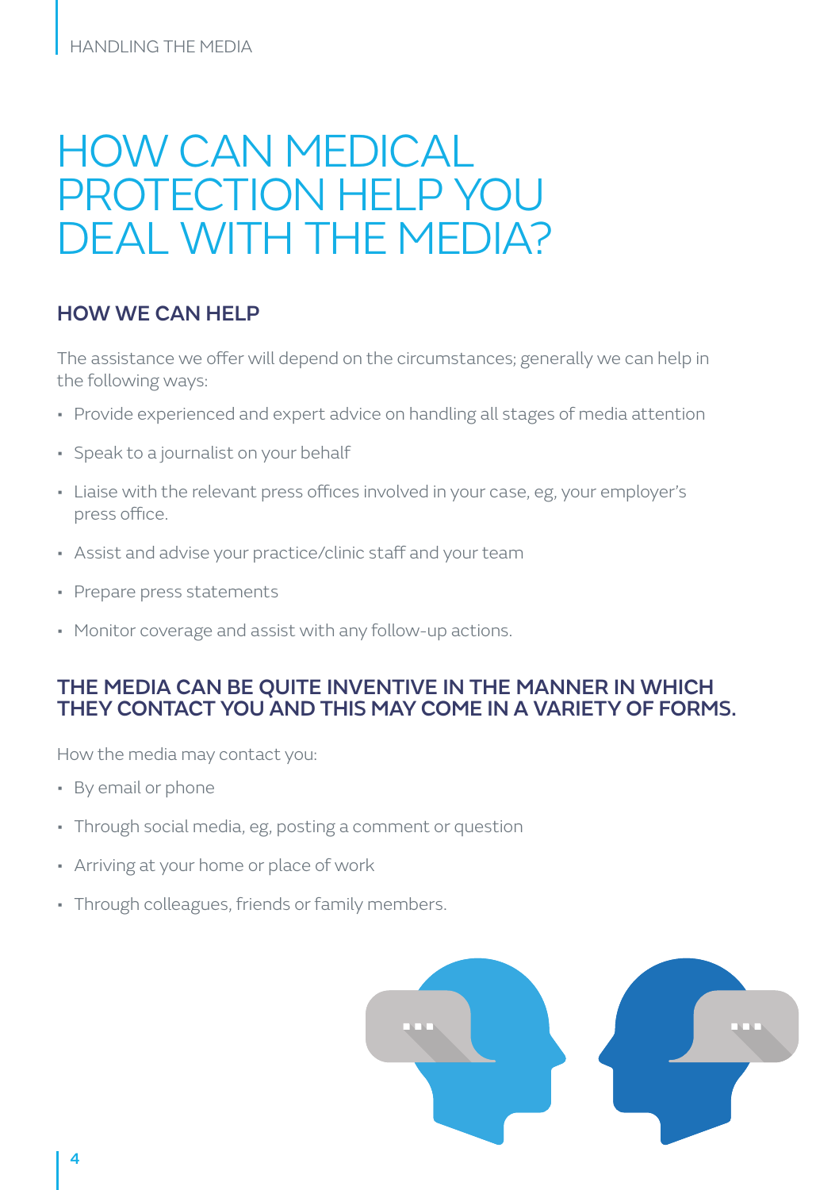# HOW CAN MEDICAL PROTECTION HELP YOU DEAL WITH THE MEDIA?

## HOW WE CAN HELP

The assistance we offer will depend on the circumstances; generally we can help in the following ways:

- Provide experienced and expert advice on handling all stages of media attention
- Speak to a journalist on your behalf
- Liaise with the relevant press offices involved in your case, eg, your employer's press office.
- Assist and advise your practice/clinic staff and your team
- Prepare press statements
- Monitor coverage and assist with any follow-up actions.

## THE MEDIA CAN BE QUITE INVENTIVE IN THE MANNER IN WHICH THEY CONTACT YOU AND THIS MAY COME IN A VARIETY OF FORMS.

How the media may contact you:

- By email or phone
- Through social media, eg, posting a comment or question
- Arriving at your home or place of work
- Through colleagues, friends or family members.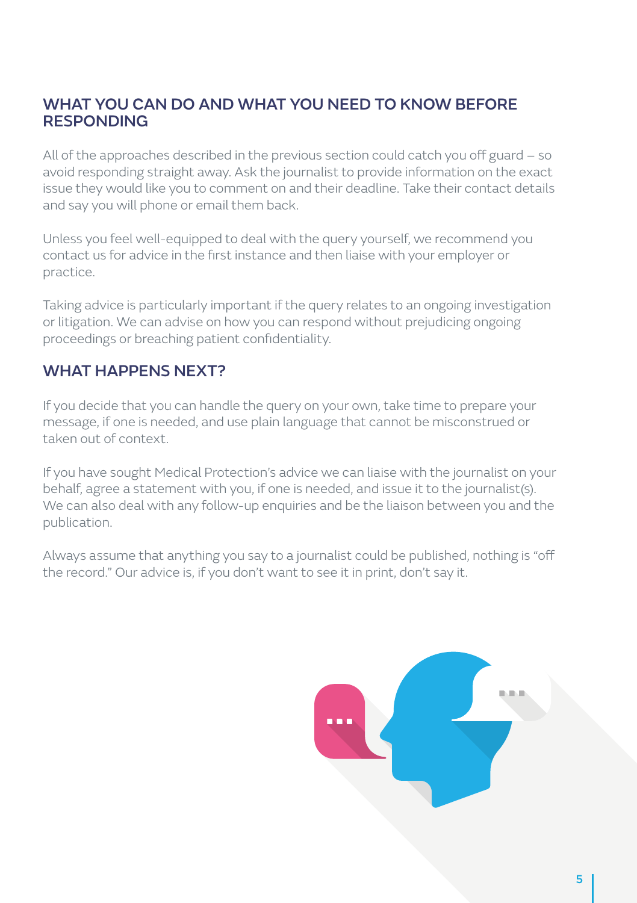## WHAT YOU CAN DO AND WHAT YOU NEED TO KNOW BEFORE RESPONDING

All of the approaches described in the previous section could catch you off guard – so avoid responding straight away. Ask the journalist to provide information on the exact issue they would like you to comment on and their deadline. Take their contact details and say you will phone or email them back.

Unless you feel well-equipped to deal with the query yourself, we recommend you contact us for advice in the first instance and then liaise with your employer or practice.

Taking advice is particularly important if the query relates to an ongoing investigation or litigation. We can advise on how you can respond without prejudicing ongoing proceedings or breaching patient confidentiality.

## WHAT HAPPENS NEXT?

If you decide that you can handle the query on your own, take time to prepare your message, if one is needed, and use plain language that cannot be misconstrued or taken out of context.

If you have sought Medical Protection's advice we can liaise with the journalist on your behalf, agree a statement with you, if one is needed, and issue it to the journalist(s). We can also deal with any follow-up enquiries and be the liaison between you and the publication.

Always assume that anything you say to a journalist could be published, nothing is "off the record." Our advice is, if you don't want to see it in print, don't say it.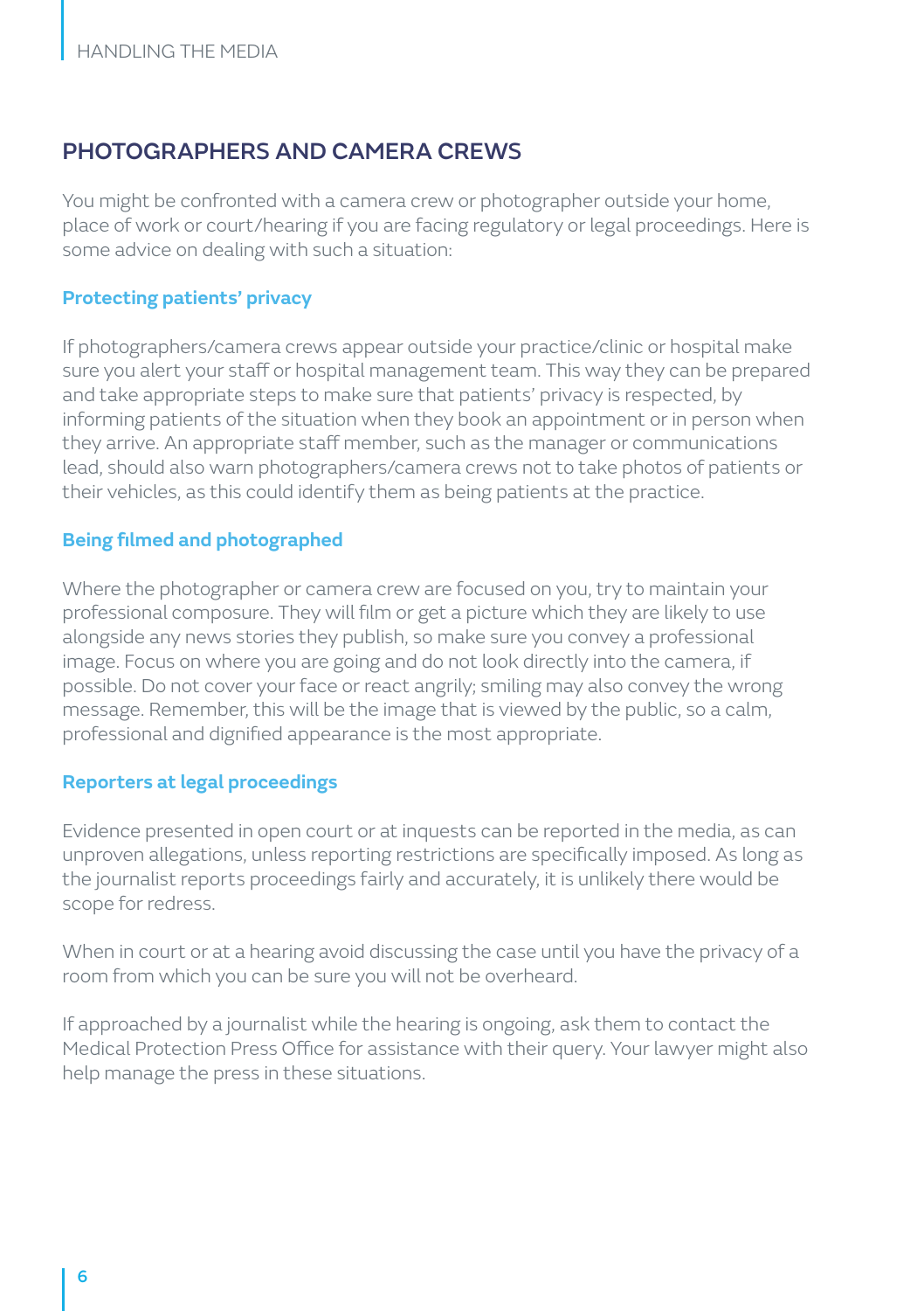## PHOTOGRAPHERS AND CAMERA CREWS

You might be confronted with a camera crew or photographer outside your home, place of work or court/hearing if you are facing regulatory or legal proceedings. Here is some advice on dealing with such a situation:

### Protecting patients' privacy

If photographers/camera crews appear outside your practice/clinic or hospital make sure you alert your staff or hospital management team. This way they can be prepared and take appropriate steps to make sure that patients' privacy is respected, by informing patients of the situation when they book an appointment or in person when they arrive. An appropriate staff member, such as the manager or communications lead, should also warn photographers/camera crews not to take photos of patients or their vehicles, as this could identify them as being patients at the practice.

### Being filmed and photographed

Where the photographer or camera crew are focused on you, try to maintain your professional composure. They will film or get a picture which they are likely to use alongside any news stories they publish, so make sure you convey a professional image. Focus on where you are going and do not look directly into the camera, if possible. Do not cover your face or react angrily; smiling may also convey the wrong message. Remember, this will be the image that is viewed by the public, so a calm, professional and dignified appearance is the most appropriate.

### Reporters at legal proceedings

Evidence presented in open court or at inquests can be reported in the media, as can unproven allegations, unless reporting restrictions are specifically imposed. As long as the journalist reports proceedings fairly and accurately, it is unlikely there would be scope for redress.

When in court or at a hearing avoid discussing the case until you have the privacy of a room from which you can be sure you will not be overheard.

If approached by a journalist while the hearing is ongoing, ask them to contact the Medical Protection Press Office for assistance with their query. Your lawyer might also help manage the press in these situations.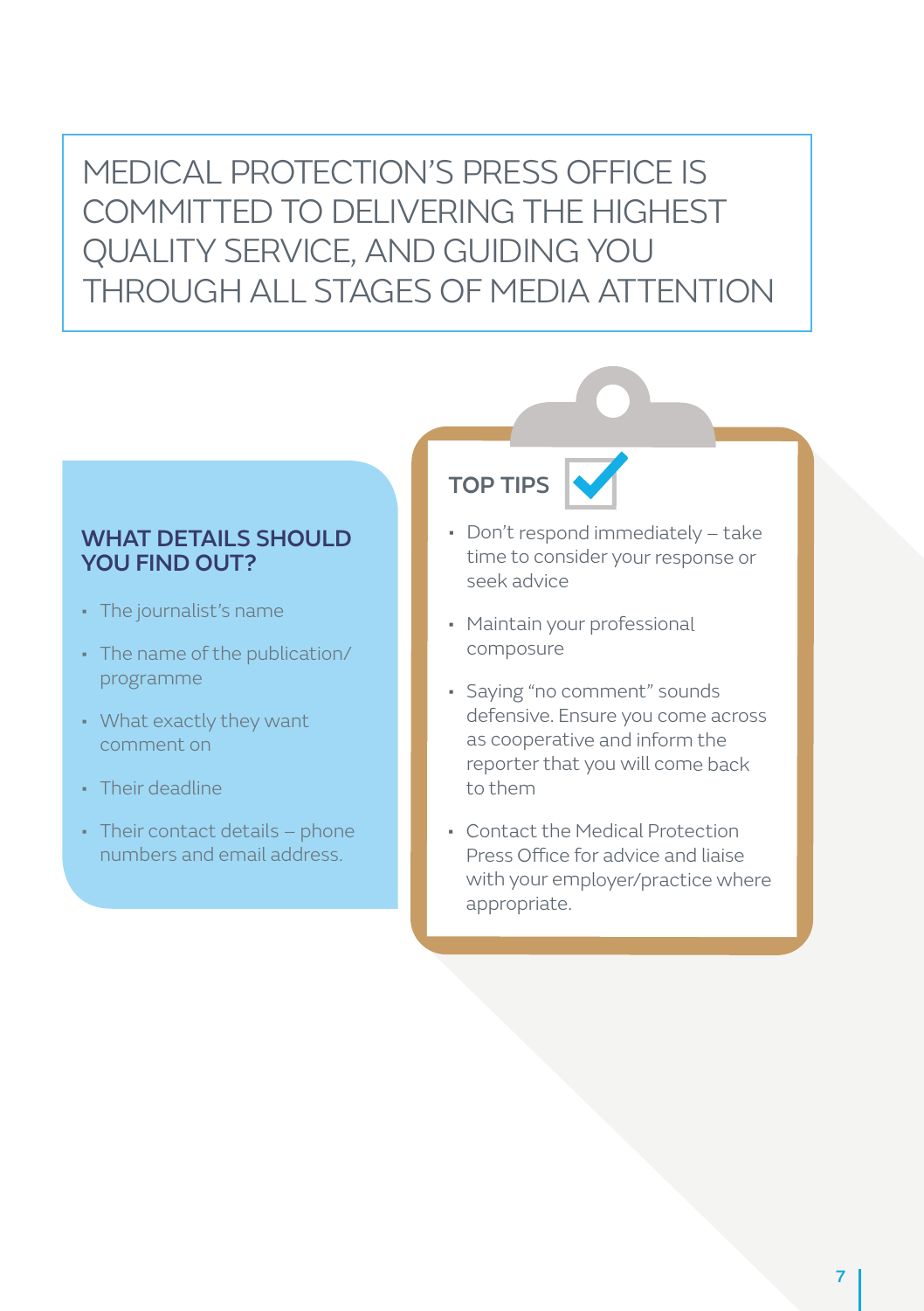MEDICAL PROTECTION'S PRESS OFFICE IS COMMITTED TO DELIVERING THE HIGHEST QUALITY SERVICE, AND GUIDING YOU THROUGH ALL STAGES OF MEDIA ATTENTION

## WHAT DETAILS SHOULD YOU FIND OUT?

- The journalist's name
- The name of the publication/programme
- What exactly they want comment on
- Their deadline
- Their contact details – phone numbers and email address.

## TOP TIPS

- Don't respond immediately – take time to consider your response or seek advice
- Maintain your professional composure
- Saying "no comment" sounds defensive. Ensure you come across as cooperative and inform the reporter that you will come back to them
- Contact the Medical Protection Press Office for advice and liaise with your employer/practice where appropriate.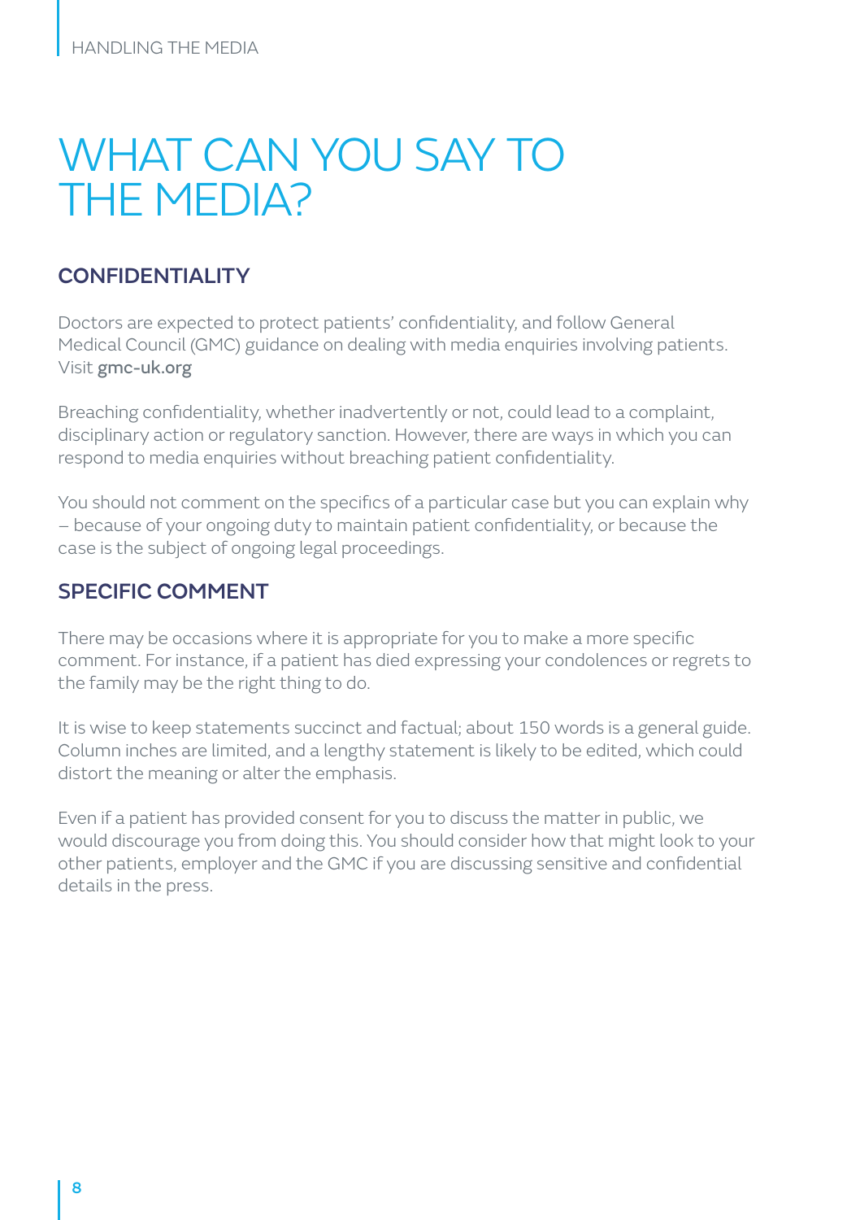# WHAT CAN YOU SAY TO THE MEDIA?

## CONFIDENTIALITY

Doctors are expected to protect patients' confidentiality, and follow General Medical Council (GMC) guidance on dealing with media enquiries involving patients. Visit **gmc-uk.org**

Breaching confidentiality, whether inadvertently or not, could lead to a complaint, disciplinary action or regulatory sanction. However, there are ways in which you can respond to media enquiries without breaching patient confidentiality.

You should not comment on the specifics of a particular case but you can explain why – because of your ongoing duty to maintain patient confidentiality, or because the case is the subject of ongoing legal proceedings.

## SPECIFIC COMMENT

There may be occasions where it is appropriate for you to make a more specific comment. For instance, if a patient has died expressing your condolences or regrets to the family may be the right thing to do.

It is wise to keep statements succinct and factual; about 150 words is a general guide. Column inches are limited, and a lengthy statement is likely to be edited, which could distort the meaning or alter the emphasis.

Even if a patient has provided consent for you to discuss the matter in public, we would discourage you from doing this. You should consider how that might look to your other patients, employer and the GMC if you are discussing sensitive and confidential details in the press.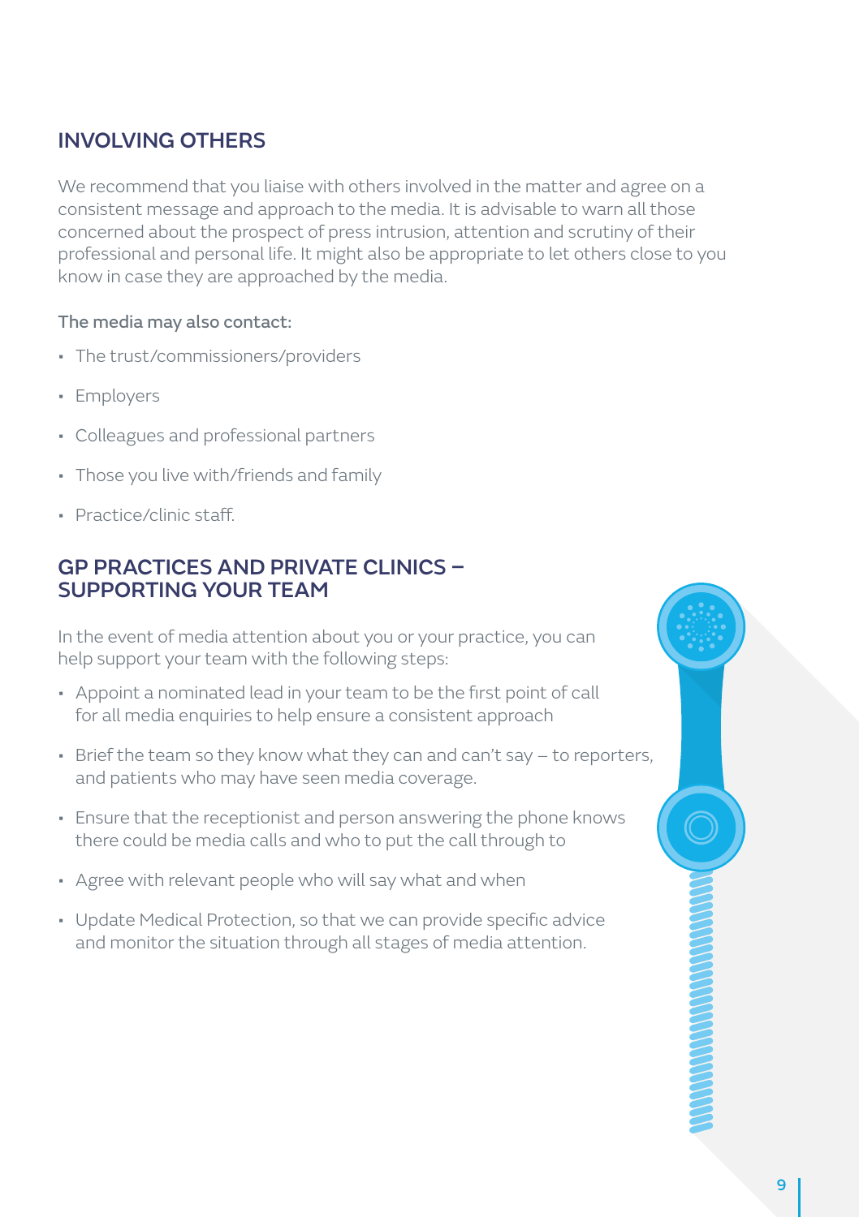## INVOLVING OTHERS

We recommend that you liaise with others involved in the matter and agree on a consistent message and approach to the media. It is advisable to warn all those concerned about the prospect of press intrusion, attention and scrutiny of their professional and personal life. It might also be appropriate to let others close to you know in case they are approached by the media.

The media may also contact:

- The trust/commissioners/providers
- Employers
- Colleagues and professional partners
- Those you live with/friends and family
- Practice/clinic staff.

## GP PRACTICES AND PRIVATE CLINICS – SUPPORTING YOUR TEAM

In the event of media attention about you or your practice, you can help support your team with the following steps:

- Appoint a nominated lead in your team to be the first point of call for all media enquiries to help ensure a consistent approach
- Brief the team so they know what they can and can't say – to reporters, and patients who may have seen media coverage.
- Ensure that the receptionist and person answering the phone knows there could be media calls and who to put the call through to
- Agree with relevant people who will say what and when
- Update Medical Protection, so that we can provide specific advice and monitor the situation through all stages of media attention.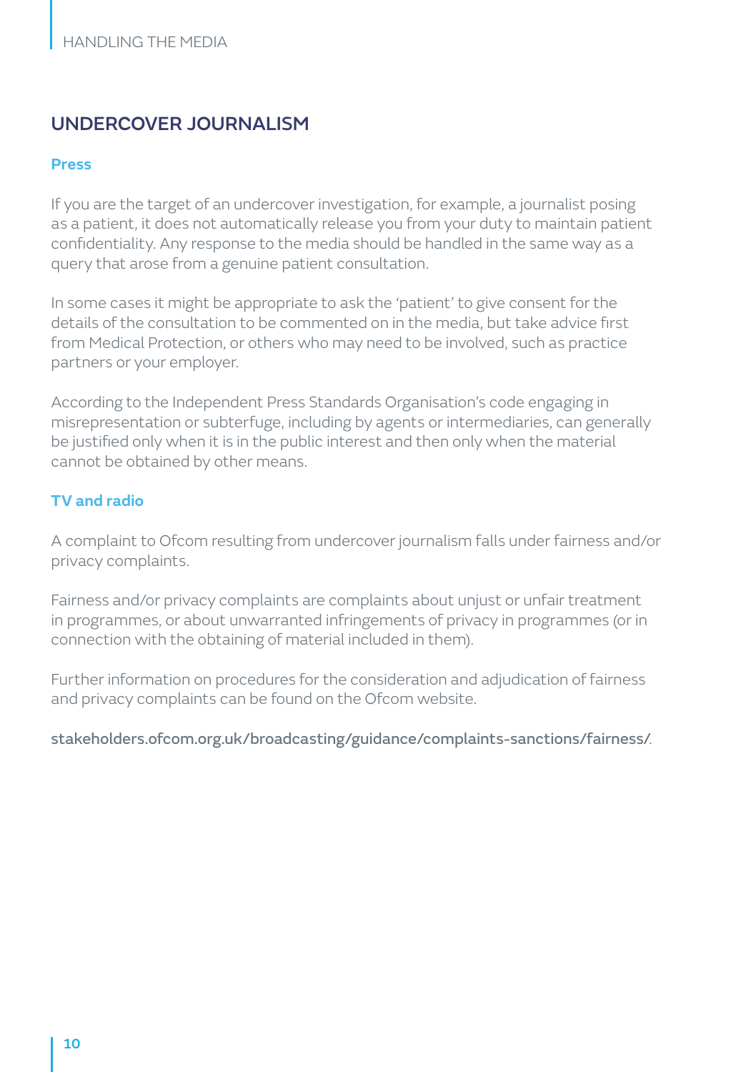## UNDERCOVER JOURNALISM

### Press

If you are the target of an undercover investigation, for example, a journalist posing as a patient, it does not automatically release you from your duty to maintain patient confidentiality. Any response to the media should be handled in the same way as a query that arose from a genuine patient consultation.

In some cases it might be appropriate to ask the 'patient' to give consent for the details of the consultation to be commented on in the media, but take advice first from Medical Protection, or others who may need to be involved, such as practice partners or your employer.

According to the Independent Press Standards Organisation's code engaging in misrepresentation or subterfuge, including by agents or intermediaries, can generally be justified only when it is in the public interest and then only when the material cannot be obtained by other means.

### TV and radio

A complaint to Ofcom resulting from undercover journalism falls under fairness and/or privacy complaints.

Fairness and/or privacy complaints are complaints about unjust or unfair treatment in programmes, or about unwarranted infringements of privacy in programmes (or in connection with the obtaining of material included in them).

Further information on procedures for the consideration and adjudication of fairness and privacy complaints can be found on the Ofcom website.

stakeholders.ofcom.org.uk/broadcasting/guidance/complaints-sanctions/fairness/.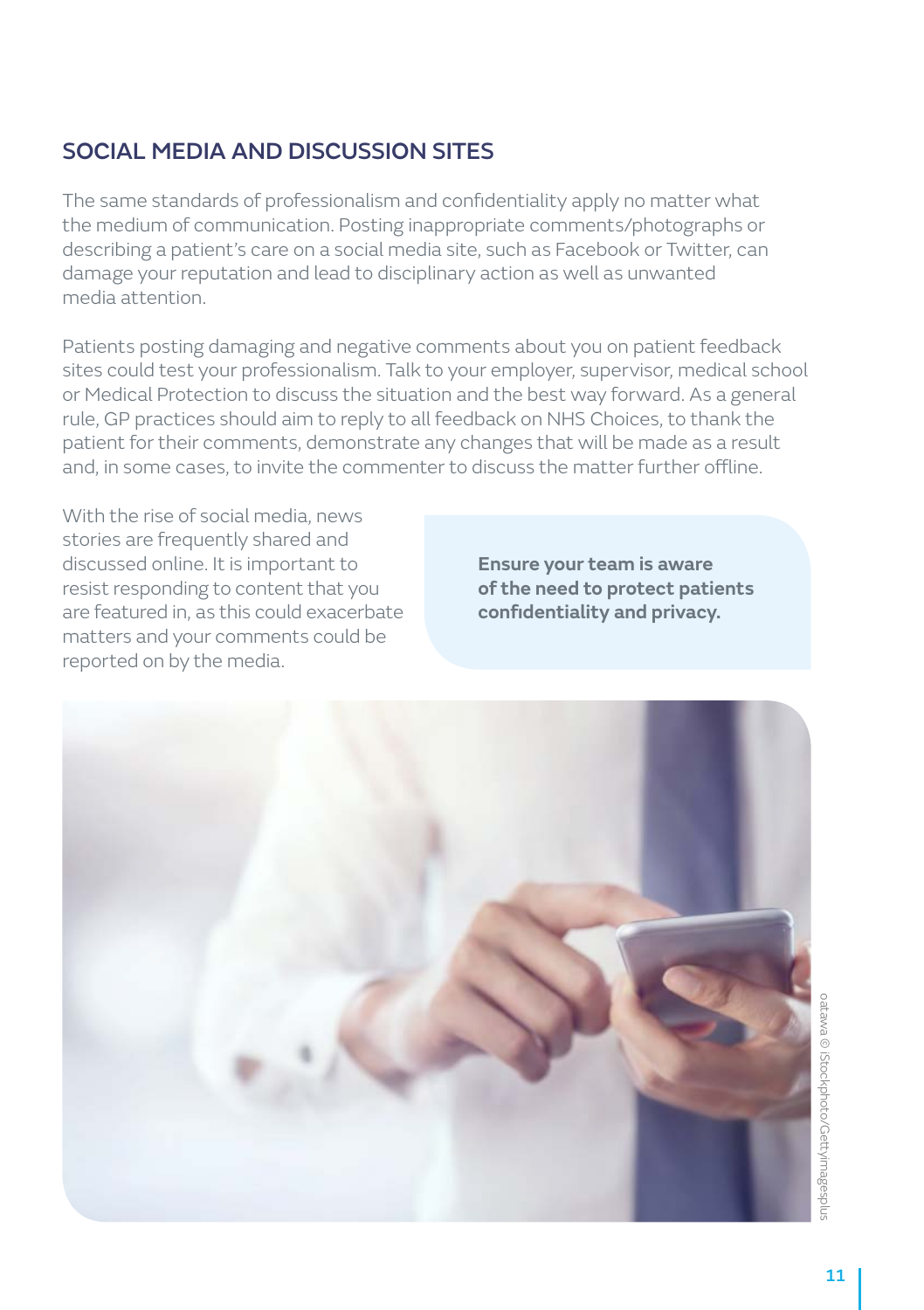## SOCIAL MEDIA AND DISCUSSION SITES

The same standards of professionalism and confidentiality apply no matter what the medium of communication. Posting inappropriate comments/photographs or describing a patient's care on a social media site, such as Facebook or Twitter, can damage your reputation and lead to disciplinary action as well as unwanted media attention.

Patients posting damaging and negative comments about you on patient feedback sites could test your professionalism. Talk to your employer, supervisor, medical school or Medical Protection to discuss the situation and the best way forward. As a general rule, GP practices should aim to reply to all feedback on NHS Choices, to thank the patient for their comments, demonstrate any changes that will be made as a result and, in some cases, to invite the commenter to discuss the matter further offline.

With the rise of social media, news stories are frequently shared and discussed online. It is important to resist responding to content that you are featured in, as this could exacerbate matters and your comments could be reported on by the media.

**Ensure your team is aware of the need to protect patients confidentiality and privacy.**

oatawa © iStockphoto/Gettyimagesplus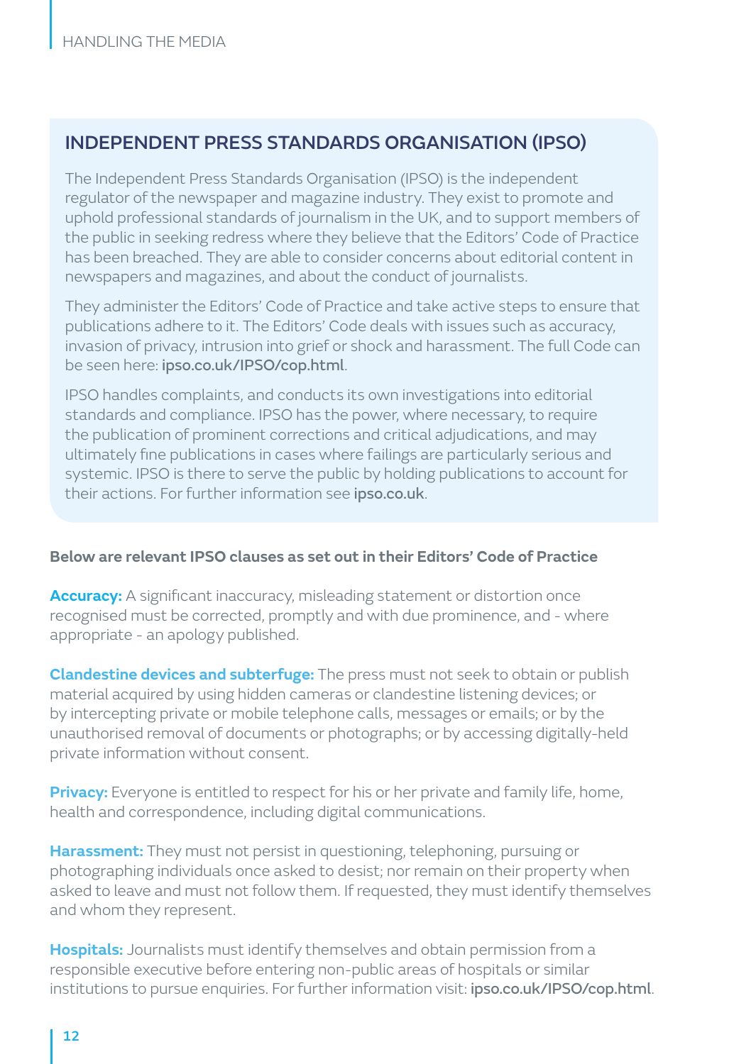## INDEPENDENT PRESS STANDARDS ORGANISATION (IPSO)

The Independent Press Standards Organisation (IPSO) is the independent regulator of the newspaper and magazine industry. They exist to promote and uphold professional standards of journalism in the UK, and to support members of the public in seeking redress where they believe that the Editors' Code of Practice has been breached. They are able to consider concerns about editorial content in newspapers and magazines, and about the conduct of journalists.

They administer the Editors' Code of Practice and take active steps to ensure that publications adhere to it. The Editors' Code deals with issues such as accuracy, invasion of privacy, intrusion into grief or shock and harassment. The full Code can be seen here: **ipso.co.uk/IPSO/cop.html**.

IPSO handles complaints, and conducts its own investigations into editorial standards and compliance. IPSO has the power, where necessary, to require the publication of prominent corrections and critical adjudications, and may ultimately fine publications in cases where failings are particularly serious and systemic. IPSO is there to serve the public by holding publications to account for their actions. For further information see **ipso.co.uk**.

**Below are relevant IPSO clauses as set out in their Editors' Code of Practice**

**Accuracy:** A significant inaccuracy, misleading statement or distortion once recognised must be corrected, promptly and with due prominence, and - where appropriate - an apology published.

**Clandestine devices and subterfuge:** The press must not seek to obtain or publish material acquired by using hidden cameras or clandestine listening devices; or by intercepting private or mobile telephone calls, messages or emails; or by the unauthorised removal of documents or photographs; or by accessing digitally-held private information without consent.

**Privacy:** Everyone is entitled to respect for his or her private and family life, home, health and correspondence, including digital communications.

**Harassment:** They must not persist in questioning, telephoning, pursuing or photographing individuals once asked to desist; nor remain on their property when asked to leave and must not follow them. If requested, they must identify themselves and whom they represent.

**Hospitals:** Journalists must identify themselves and obtain permission from a responsible executive before entering non-public areas of hospitals or similar institutions to pursue enquiries. For further information visit: **ipso.co.uk/IPSO/cop.html**.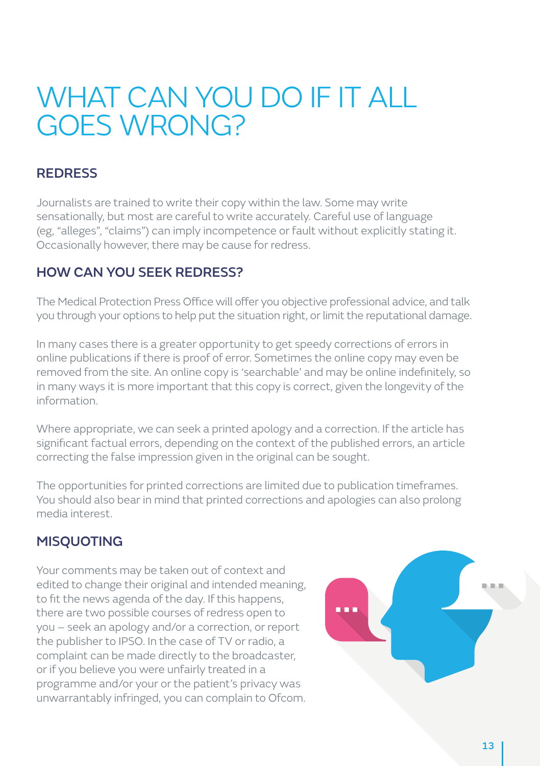# WHAT CAN YOU DO IF IT ALL GOES WRONG?

## REDRESS

Journalists are trained to write their copy within the law. Some may write sensationally, but most are careful to write accurately. Careful use of language (eg, "alleges", "claims") can imply incompetence or fault without explicitly stating it. Occasionally however, there may be cause for redress.

## HOW CAN YOU SEEK REDRESS?

The Medical Protection Press Office will offer you objective professional advice, and talk you through your options to help put the situation right, or limit the reputational damage.

In many cases there is a greater opportunity to get speedy corrections of errors in online publications if there is proof of error. Sometimes the online copy may even be removed from the site. An online copy is 'searchable' and may be online indefinitely, so in many ways it is more important that this copy is correct, given the longevity of the information.

Where appropriate, we can seek a printed apology and a correction. If the article has significant factual errors, depending on the context of the published errors, an article correcting the false impression given in the original can be sought.

The opportunities for printed corrections are limited due to publication timeframes. You should also bear in mind that printed corrections and apologies can also prolong media interest.

## MISQUOTING

Your comments may be taken out of context and edited to change their original and intended meaning, to fit the news agenda of the day. If this happens, there are two possible courses of redress open to you – seek an apology and/or a correction, or report the publisher to IPSO. In the case of TV or radio, a complaint can be made directly to the broadcaster, or if you believe you were unfairly treated in a programme and/or your or the patient's privacy was unwarrantably infringed, you can complain to Ofcom.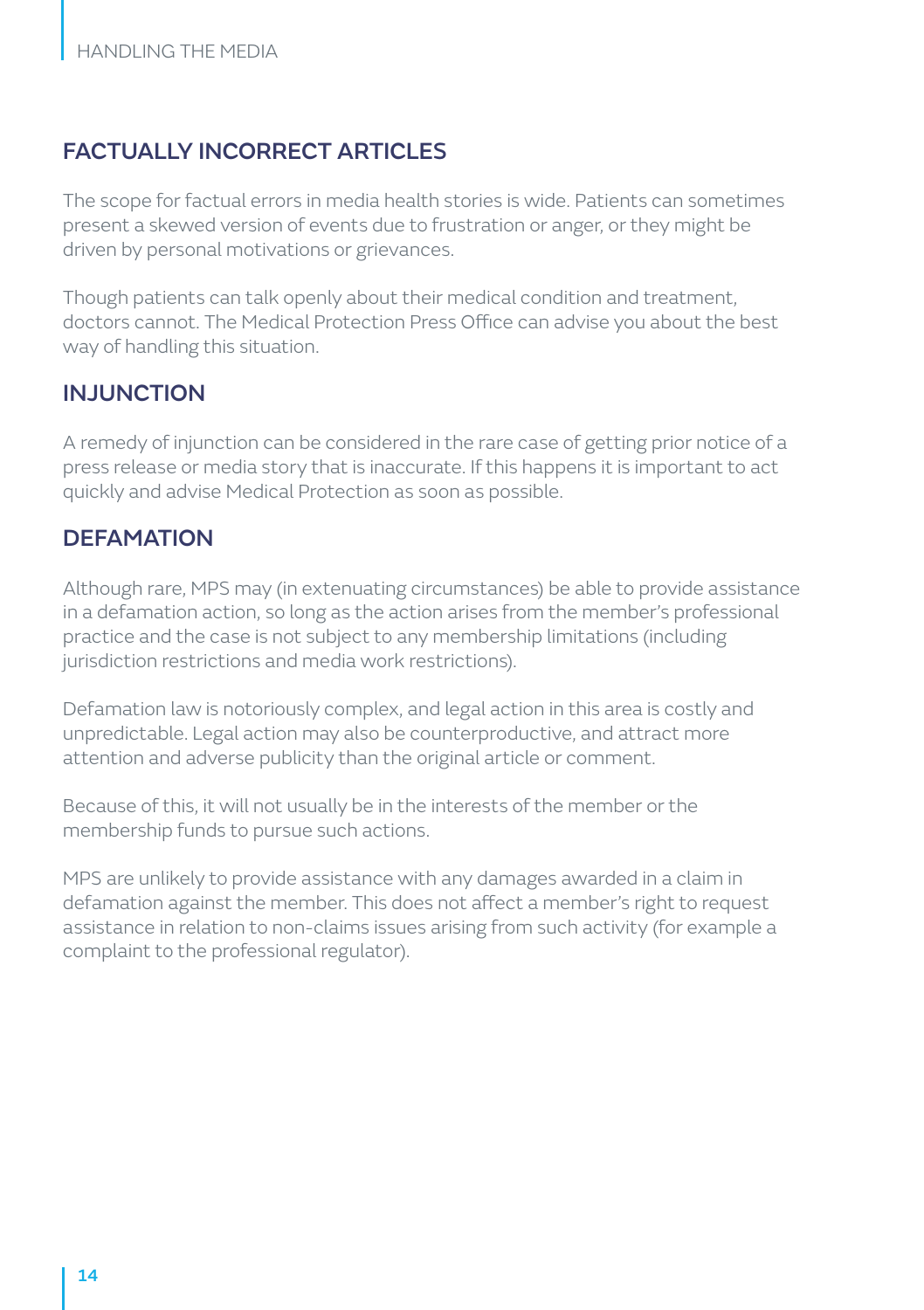## FACTUALLY INCORRECT ARTICLES

The scope for factual errors in media health stories is wide. Patients can sometimes present a skewed version of events due to frustration or anger, or they might be driven by personal motivations or grievances.

Though patients can talk openly about their medical condition and treatment, doctors cannot. The Medical Protection Press Office can advise you about the best way of handling this situation.

## INJUNCTION

A remedy of injunction can be considered in the rare case of getting prior notice of a press release or media story that is inaccurate. If this happens it is important to act quickly and advise Medical Protection as soon as possible.

## DEFAMATION

Although rare, MPS may (in extenuating circumstances) be able to provide assistance in a defamation action, so long as the action arises from the member's professional practice and the case is not subject to any membership limitations (including jurisdiction restrictions and media work restrictions).

Defamation law is notoriously complex, and legal action in this area is costly and unpredictable. Legal action may also be counterproductive, and attract more attention and adverse publicity than the original article or comment.

Because of this, it will not usually be in the interests of the member or the membership funds to pursue such actions.

MPS are unlikely to provide assistance with any damages awarded in a claim in defamation against the member. This does not affect a member's right to request assistance in relation to non-claims issues arising from such activity (for example a complaint to the professional regulator).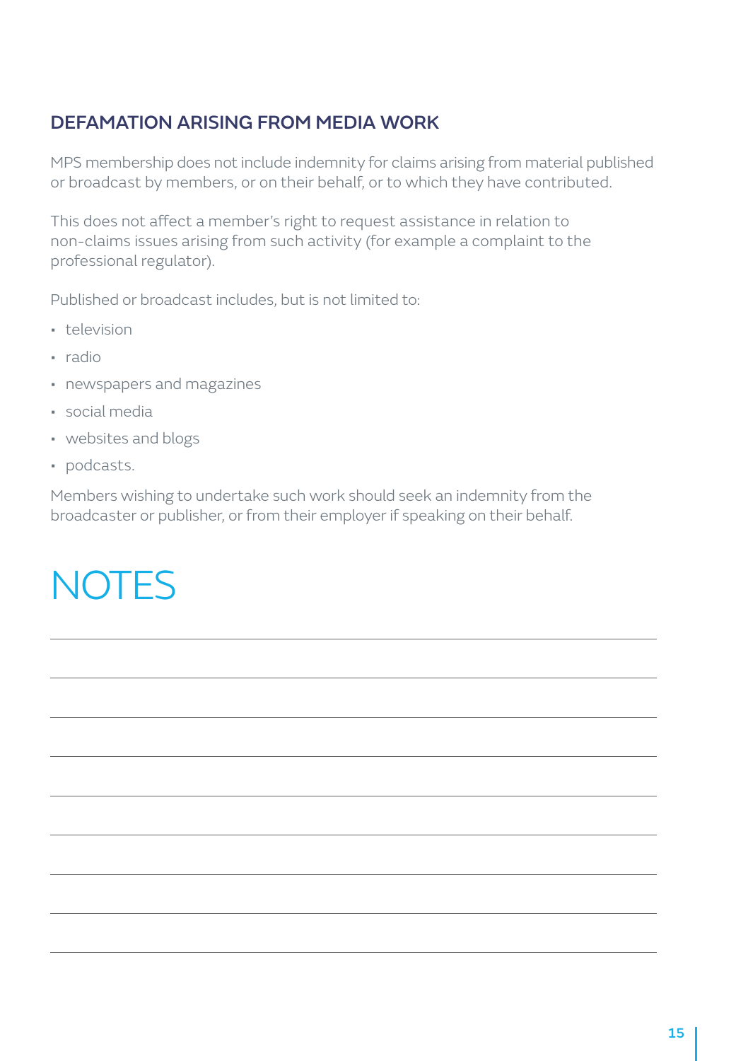## DEFAMATION ARISING FROM MEDIA WORK

MPS membership does not include indemnity for claims arising from material published or broadcast by members, or on their behalf, or to which they have contributed.

This does not affect a member's right to request assistance in relation to non-claims issues arising from such activity (for example a complaint to the professional regulator).

Published or broadcast includes, but is not limited to:

- television
- radio
- newspapers and magazines
- social media
- websites and blogs
- podcasts.

Members wishing to undertake such work should seek an indemnity from the broadcaster or publisher, or from their employer if speaking on their behalf.

# NOTES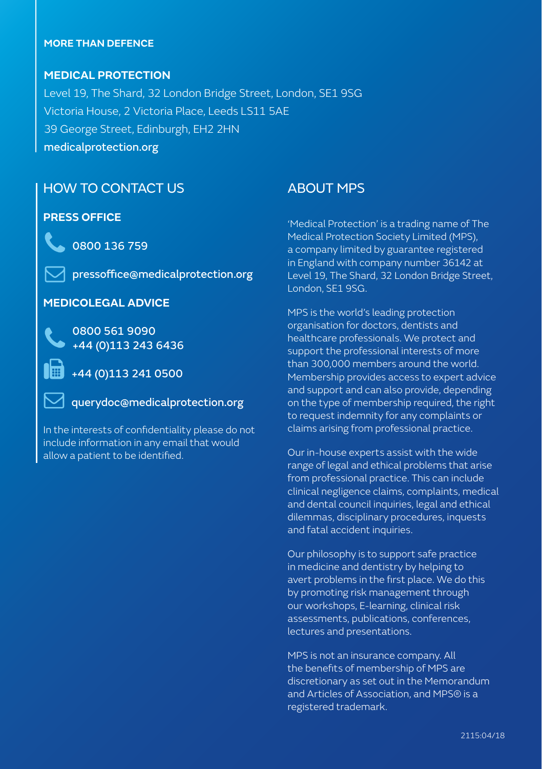**MORE THAN DEFENCE**

**MEDICAL PROTECTION**

Level 19, The Shard, 32 London Bridge Street, London, SE1 9SG
Victoria House, 2 Victoria Place, Leeds LS11 5AE
39 George Street, Edinburgh, EH2 2HN
medicalprotection.org

## HOW TO CONTACT US

**PRESS OFFICE**

0800 136 759

pressoffice@medicalprotection.org

**MEDICOLEGAL ADVICE**

0800 561 9090
+44 (0)113 243 6436

+44 (0)113 241 0500

querydoc@medicalprotection.org

In the interests of confidentiality please do not include information in any email that would allow a patient to be identified.

## ABOUT MPS

'Medical Protection' is a trading name of The Medical Protection Society Limited (MPS), a company limited by guarantee registered in England with company number 36142 at Level 19, The Shard, 32 London Bridge Street, London, SE1 9SG.

MPS is the world's leading protection organisation for doctors, dentists and healthcare professionals. We protect and support the professional interests of more than 300,000 members around the world. Membership provides access to expert advice and support and can also provide, depending on the type of membership required, the right to request indemnity for any complaints or claims arising from professional practice.

Our in-house experts assist with the wide range of legal and ethical problems that arise from professional practice. This can include clinical negligence claims, complaints, medical and dental council inquiries, legal and ethical dilemmas, disciplinary procedures, inquests and fatal accident inquiries.

Our philosophy is to support safe practice in medicine and dentistry by helping to avert problems in the first place. We do this by promoting risk management through our workshops, E-learning, clinical risk assessments, publications, conferences, lectures and presentations.

MPS is not an insurance company. All the benefits of membership of MPS are discretionary as set out in the Memorandum and Articles of Association, and MPS® is a registered trademark.

2115:04/18